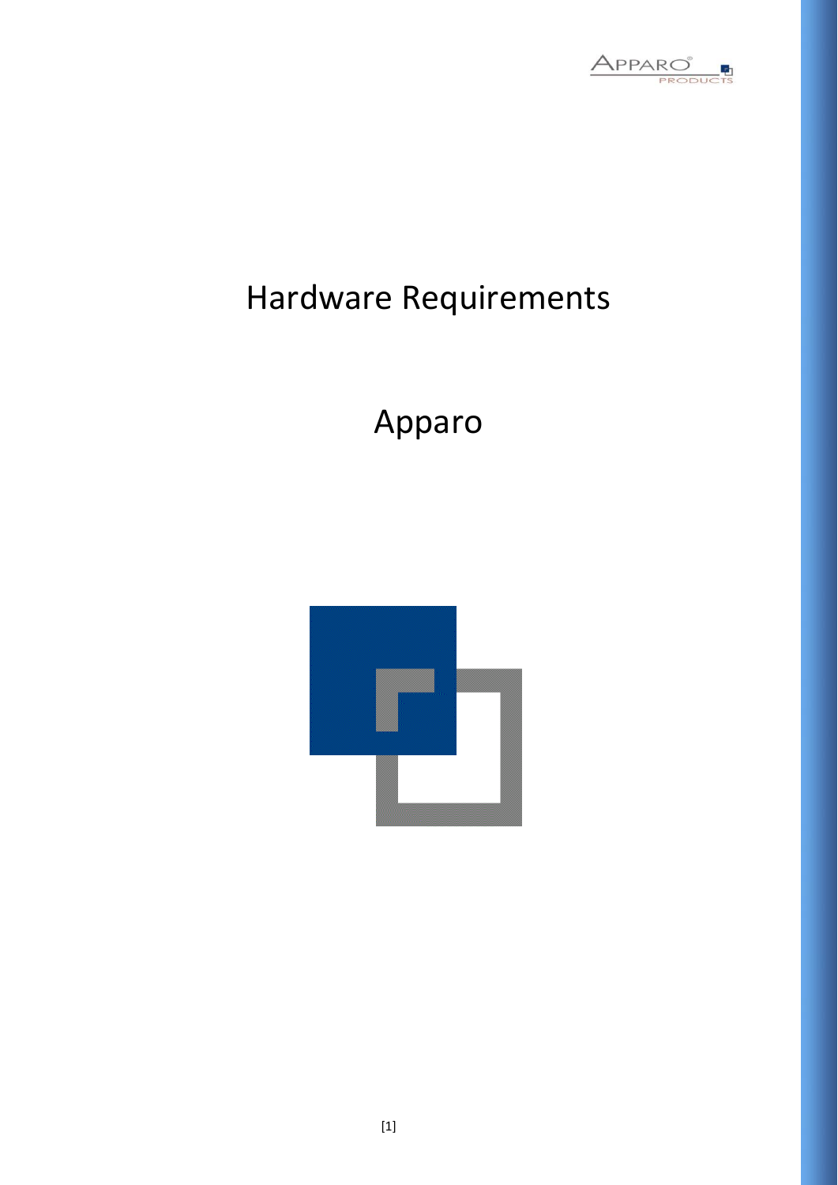# Hardware Requirements

# Apparo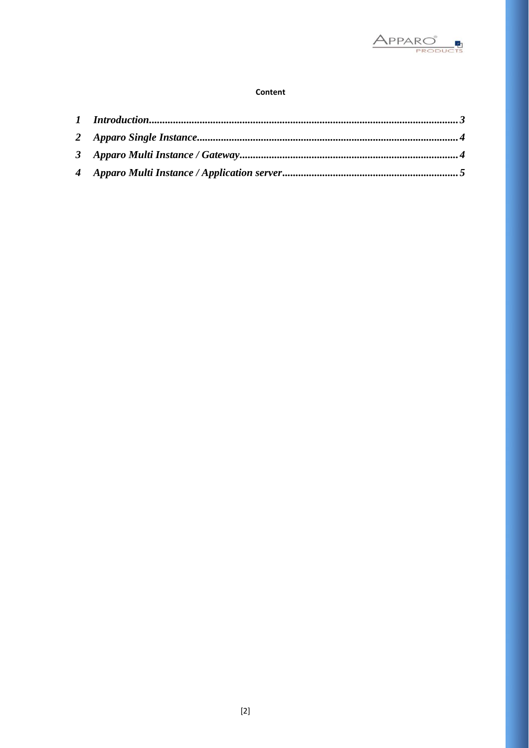**Content**

*1 Introduction................................................................................................................3*
*2 Apparo Single Instance................................................................................................4*
*3 Apparo Multi Instance / Gateway...................................................................................4*
*4 Apparo Multi Instance / Application server....................................................................5*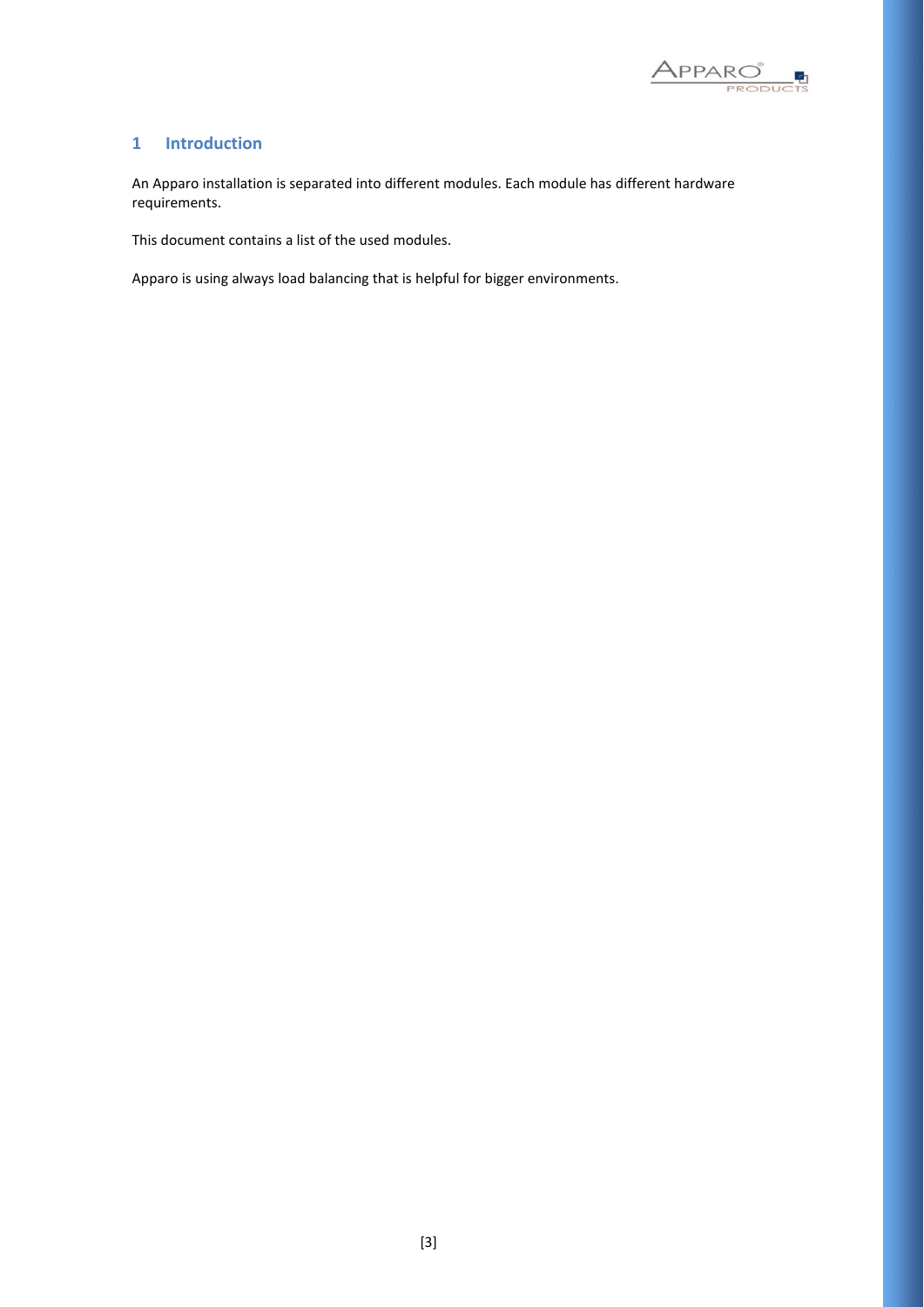# 1 Introduction

An Apparo installation is separated into different modules. Each module has different hardware requirements.

This document contains a list of the used modules.

Apparo is using always load balancing that is helpful for bigger environments.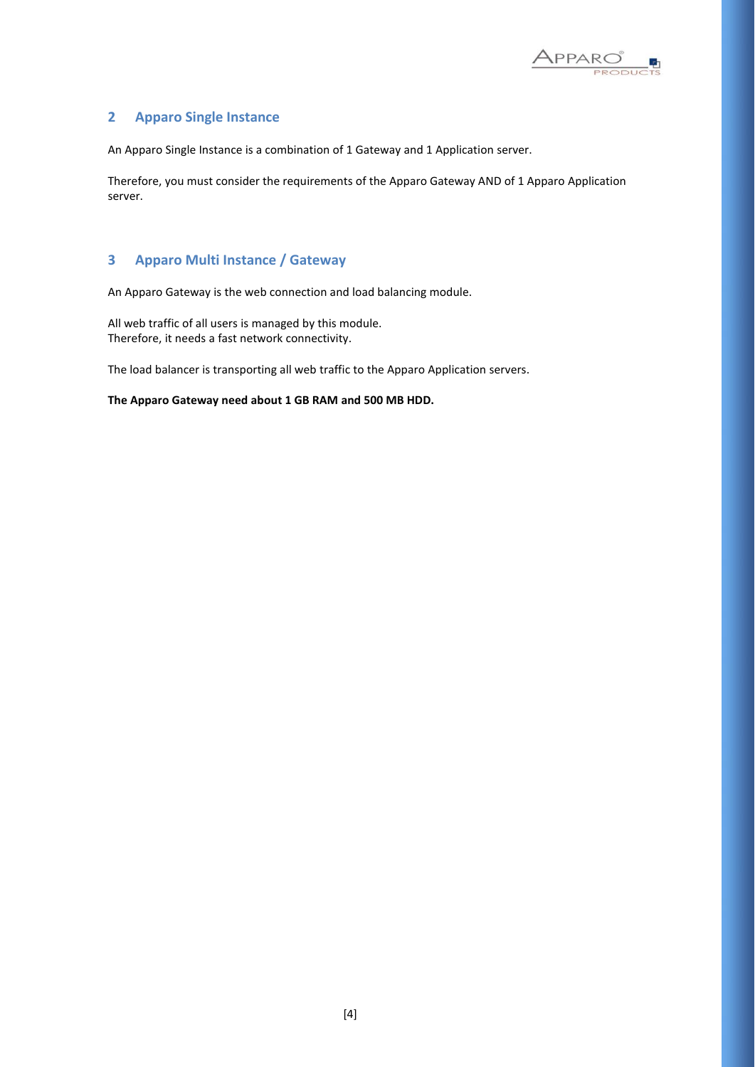## 2 Apparo Single Instance

An Apparo Single Instance is a combination of 1 Gateway and 1 Application server.

Therefore, you must consider the requirements of the Apparo Gateway AND of 1 Apparo Application server.

## 3 Apparo Multi Instance / Gateway

An Apparo Gateway is the web connection and load balancing module.

All web traffic of all users is managed by this module.
Therefore, it needs a fast network connectivity.

The load balancer is transporting all web traffic to the Apparo Application servers.

**The Apparo Gateway need about 1 GB RAM and 500 MB HDD.**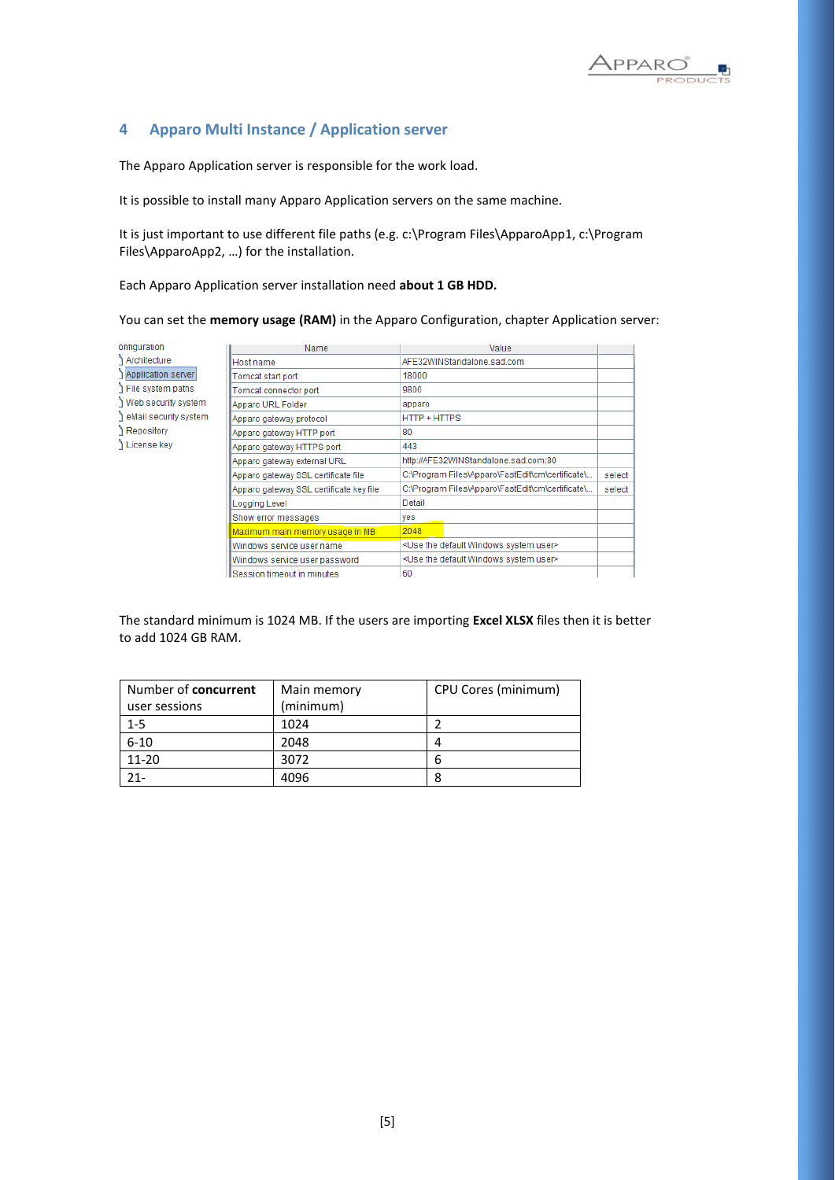## 4 Apparo Multi Instance / Application server

The Apparo Application server is responsible for the work load.

It is possible to install many Apparo Application servers on the same machine.

It is just important to use different file paths (e.g. c:\Program Files\ApparoApp1, c:\Program Files\ApparoApp2, …) for the installation.

Each Apparo Application server installation need **about 1 GB HDD.**

You can set the **memory usage (RAM)** in the Apparo Configuration, chapter Application server:

Configuration
- Architecture
- Application server
- File system paths
- Web security system
- eMail security system
- Repository
- License key

| Name | Value | |
|---|---|---|
| Host name | AFE32WINStandalone.sad.com | |
| Tomcat start port | 18000 | |
| Tomcat connector port | 9800 | |
| Apparo URL Folder | apparo | |
| Apparo gateway protocol | HTTP + HTTPS | |
| Apparo gateway HTTP port | 80 | |
| Apparo gateway HTTPS port | 443 | |
| Apparo gateway external URL | http://AFE32WINStandalone.sad.com:80 | |
| Apparo gateway SSL certificate file | C:\Program Files\Apparo\FastEdit\cm\certificate\... | select |
| Apparo gateway SSL certificate key file | C:\Program Files\Apparo\FastEdit\cm\certificate\... | select |
| Logging Level | Detail | |
| Show error messages | yes | |
| Maximum main memory usage in MB | 2048 | |
| Windows service user name | <Use the default Windows system user> | |
| Windows service user password | <Use the default Windows system user> | |
| Session timeout in minutes | 60 | |

The standard minimum is 1024 MB. If the users are importing **Excel XLSX** files then it is better to add 1024 GB RAM.

| Number of **concurrent** user sessions | Main memory (minimum) | CPU Cores (minimum) |
|---|---|---|
| 1-5 | 1024 | 2 |
| 6-10 | 2048 | 4 |
| 11-20 | 3072 | 6 |
| 21- | 4096 | 8 |